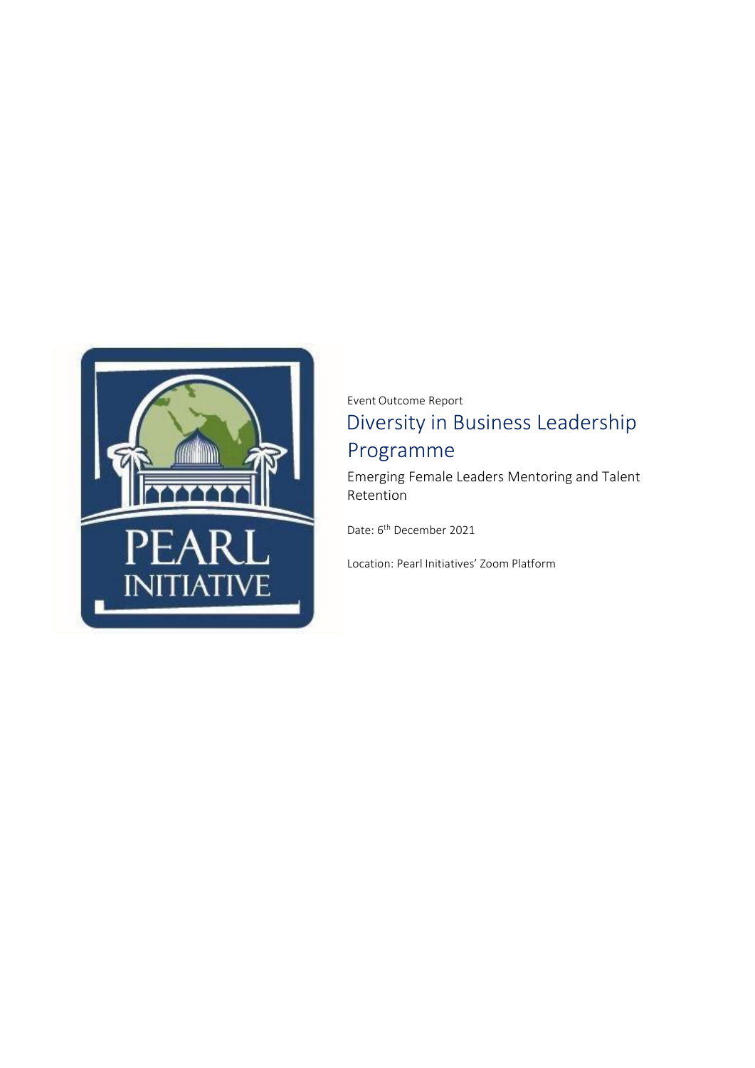Event Outcome Report

# Diversity in Business Leadership Programme

## Emerging Female Leaders Mentoring and Talent Retention

Date: 6th December 2021

Location: Pearl Initiatives' Zoom Platform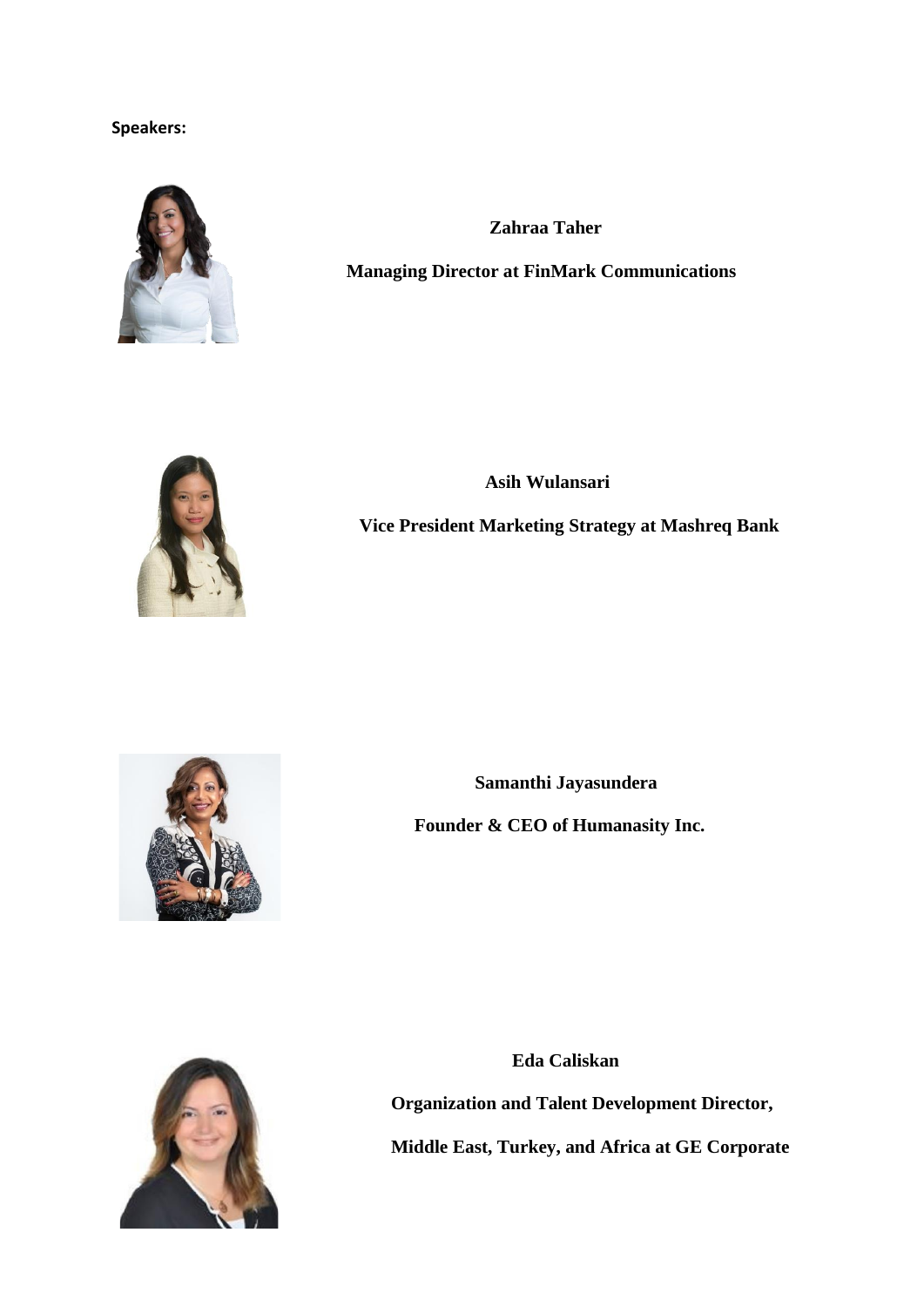**Speakers:**

**Zahraa Taher**

**Managing Director at FinMark Communications**

**Asih Wulansari**

**Vice President Marketing Strategy at Mashreq Bank**

**Samanthi Jayasundera**

**Founder & CEO of Humanasity Inc.**

**Eda Caliskan**

**Organization and Talent Development Director,**

**Middle East, Turkey, and Africa at GE Corporate**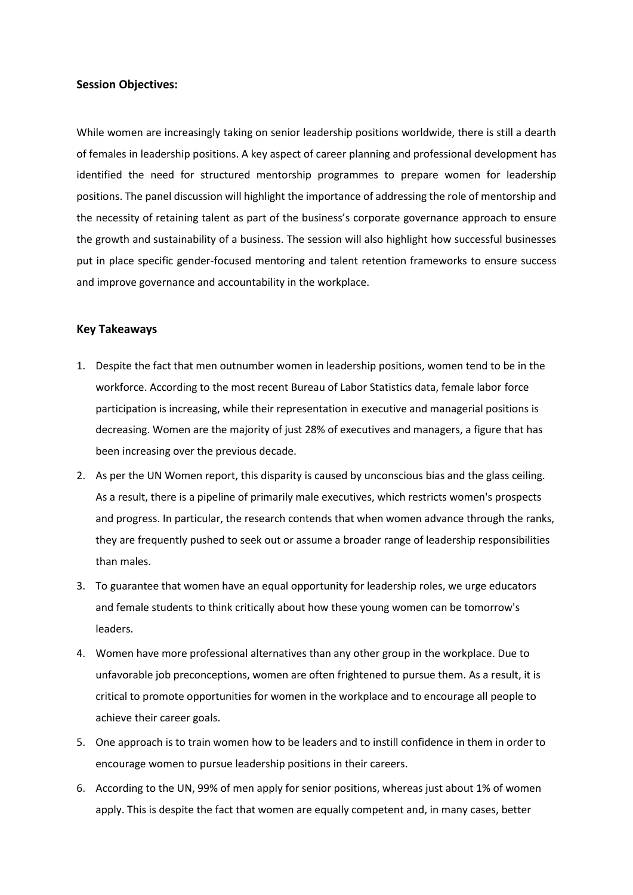**Session Objectives:**

While women are increasingly taking on senior leadership positions worldwide, there is still a dearth of females in leadership positions. A key aspect of career planning and professional development has identified the need for structured mentorship programmes to prepare women for leadership positions. The panel discussion will highlight the importance of addressing the role of mentorship and the necessity of retaining talent as part of the business's corporate governance approach to ensure the growth and sustainability of a business. The session will also highlight how successful businesses put in place specific gender-focused mentoring and talent retention frameworks to ensure success and improve governance and accountability in the workplace.

**Key Takeaways**

1. Despite the fact that men outnumber women in leadership positions, women tend to be in the workforce. According to the most recent Bureau of Labor Statistics data, female labor force participation is increasing, while their representation in executive and managerial positions is decreasing. Women are the majority of just 28% of executives and managers, a figure that has been increasing over the previous decade.
2. As per the UN Women report, this disparity is caused by unconscious bias and the glass ceiling. As a result, there is a pipeline of primarily male executives, which restricts women's prospects and progress. In particular, the research contends that when women advance through the ranks, they are frequently pushed to seek out or assume a broader range of leadership responsibilities than males.
3. To guarantee that women have an equal opportunity for leadership roles, we urge educators and female students to think critically about how these young women can be tomorrow's leaders.
4. Women have more professional alternatives than any other group in the workplace. Due to unfavorable job preconceptions, women are often frightened to pursue them. As a result, it is critical to promote opportunities for women in the workplace and to encourage all people to achieve their career goals.
5. One approach is to train women how to be leaders and to instill confidence in them in order to encourage women to pursue leadership positions in their careers.
6. According to the UN, 99% of men apply for senior positions, whereas just about 1% of women apply. This is despite the fact that women are equally competent and, in many cases, better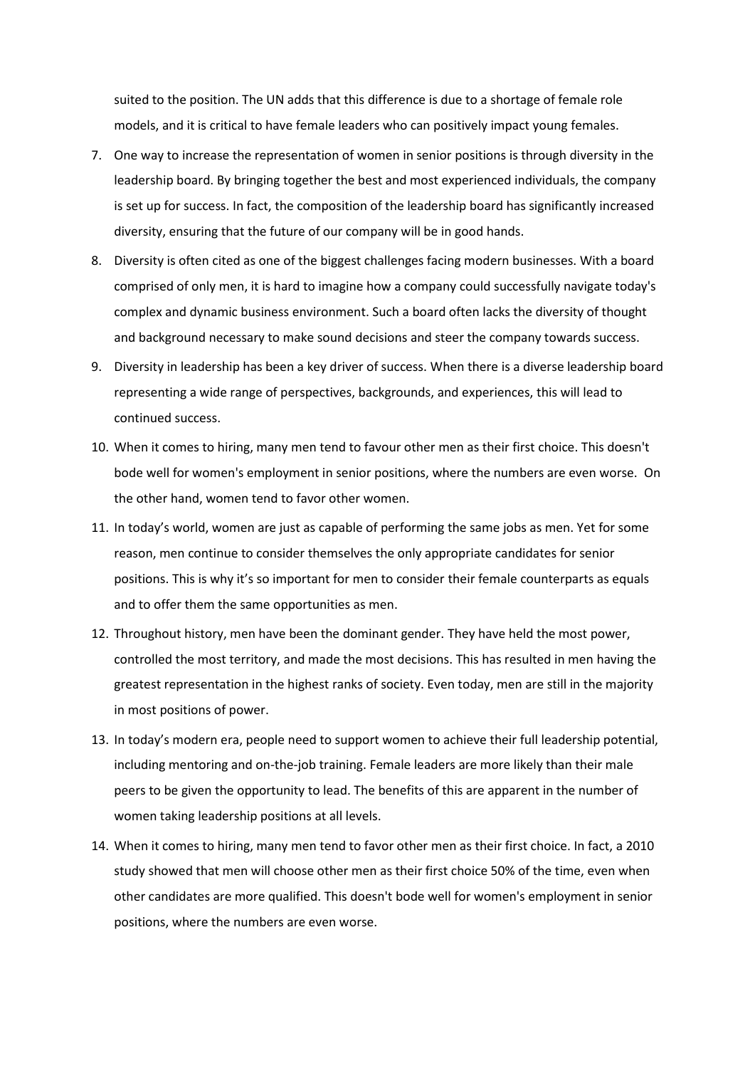suited to the position. The UN adds that this difference is due to a shortage of female role models, and it is critical to have female leaders who can positively impact young females.

7. One way to increase the representation of women in senior positions is through diversity in the leadership board. By bringing together the best and most experienced individuals, the company is set up for success. In fact, the composition of the leadership board has significantly increased diversity, ensuring that the future of our company will be in good hands.
8. Diversity is often cited as one of the biggest challenges facing modern businesses. With a board comprised of only men, it is hard to imagine how a company could successfully navigate today's complex and dynamic business environment. Such a board often lacks the diversity of thought and background necessary to make sound decisions and steer the company towards success.
9. Diversity in leadership has been a key driver of success. When there is a diverse leadership board representing a wide range of perspectives, backgrounds, and experiences, this will lead to continued success.
10. When it comes to hiring, many men tend to favour other men as their first choice. This doesn't bode well for women's employment in senior positions, where the numbers are even worse. On the other hand, women tend to favor other women.
11. In today's world, women are just as capable of performing the same jobs as men. Yet for some reason, men continue to consider themselves the only appropriate candidates for senior positions. This is why it's so important for men to consider their female counterparts as equals and to offer them the same opportunities as men.
12. Throughout history, men have been the dominant gender. They have held the most power, controlled the most territory, and made the most decisions. This has resulted in men having the greatest representation in the highest ranks of society. Even today, men are still in the majority in most positions of power.
13. In today's modern era, people need to support women to achieve their full leadership potential, including mentoring and on-the-job training. Female leaders are more likely than their male peers to be given the opportunity to lead. The benefits of this are apparent in the number of women taking leadership positions at all levels.
14. When it comes to hiring, many men tend to favor other men as their first choice. In fact, a 2010 study showed that men will choose other men as their first choice 50% of the time, even when other candidates are more qualified. This doesn't bode well for women's employment in senior positions, where the numbers are even worse.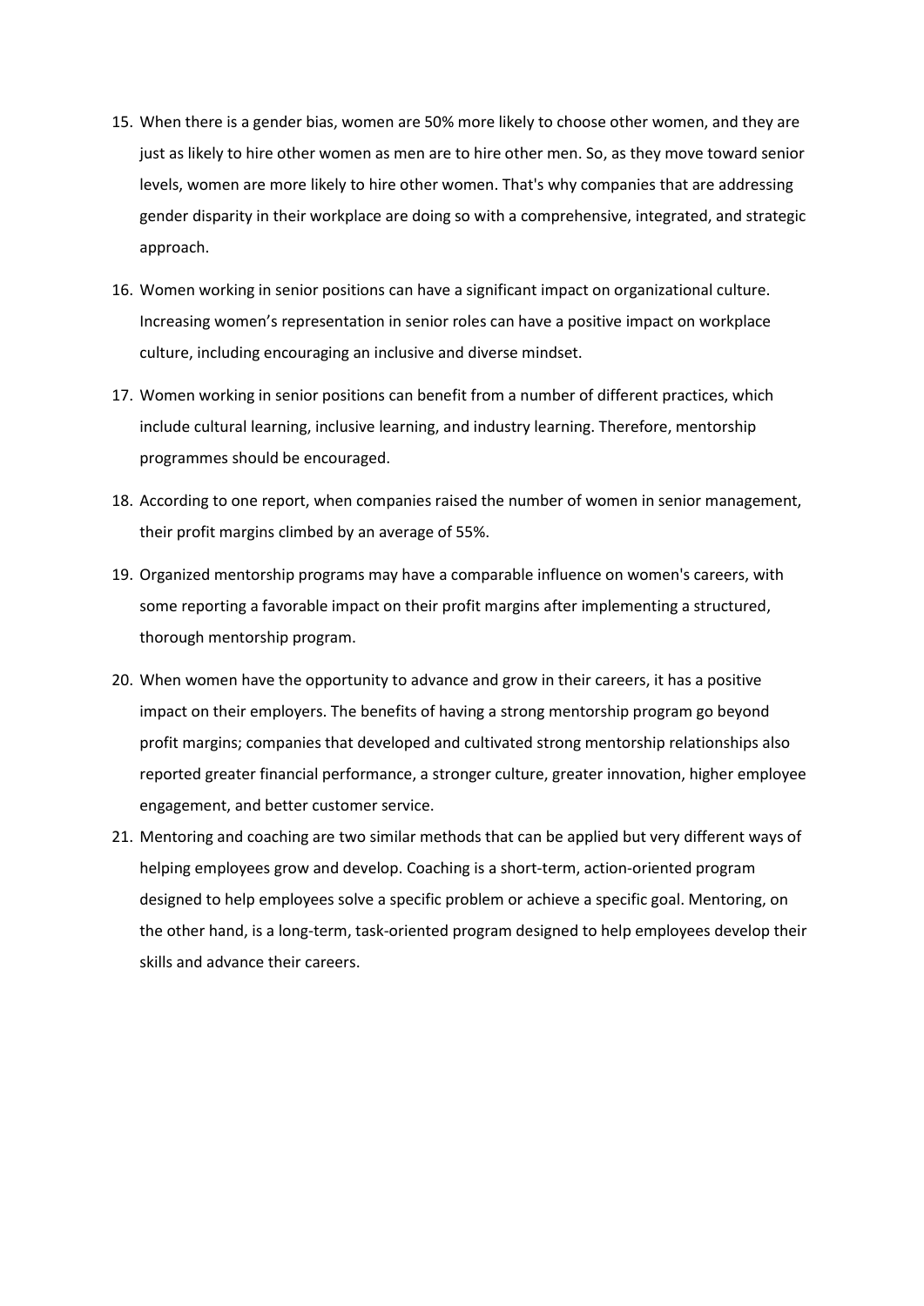15. When there is a gender bias, women are 50% more likely to choose other women, and they are just as likely to hire other women as men are to hire other men. So, as they move toward senior levels, women are more likely to hire other women. That's why companies that are addressing gender disparity in their workplace are doing so with a comprehensive, integrated, and strategic approach.
16. Women working in senior positions can have a significant impact on organizational culture. Increasing women's representation in senior roles can have a positive impact on workplace culture, including encouraging an inclusive and diverse mindset.
17. Women working in senior positions can benefit from a number of different practices, which include cultural learning, inclusive learning, and industry learning. Therefore, mentorship programmes should be encouraged.
18. According to one report, when companies raised the number of women in senior management, their profit margins climbed by an average of 55%.
19. Organized mentorship programs may have a comparable influence on women's careers, with some reporting a favorable impact on their profit margins after implementing a structured, thorough mentorship program.
20. When women have the opportunity to advance and grow in their careers, it has a positive impact on their employers. The benefits of having a strong mentorship program go beyond profit margins; companies that developed and cultivated strong mentorship relationships also reported greater financial performance, a stronger culture, greater innovation, higher employee engagement, and better customer service.
21. Mentoring and coaching are two similar methods that can be applied but very different ways of helping employees grow and develop. Coaching is a short-term, action-oriented program designed to help employees solve a specific problem or achieve a specific goal. Mentoring, on the other hand, is a long-term, task-oriented program designed to help employees develop their skills and advance their careers.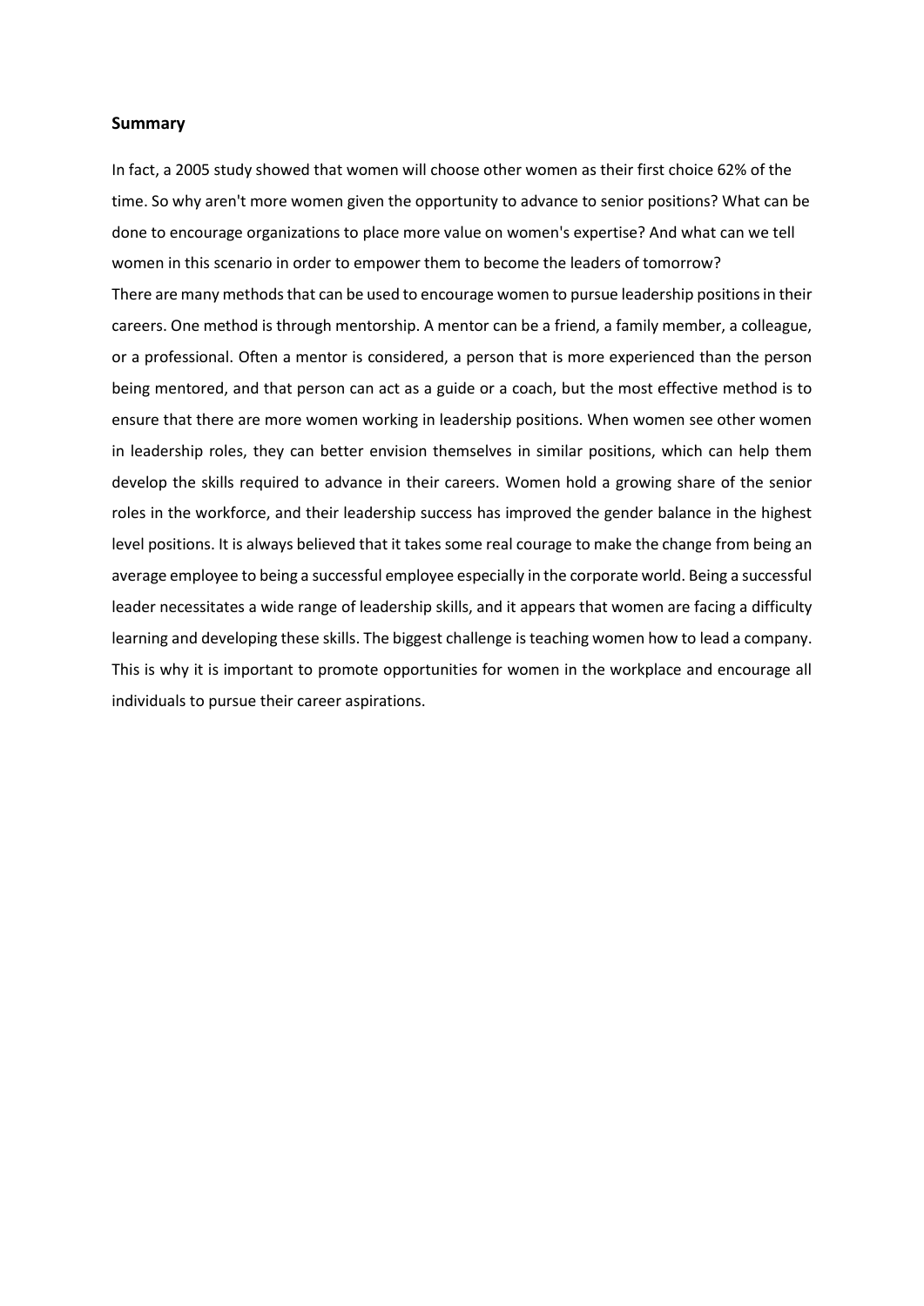**Summary**

In fact, a 2005 study showed that women will choose other women as their first choice 62% of the time. So why aren't more women given the opportunity to advance to senior positions? What can be done to encourage organizations to place more value on women's expertise? And what can we tell women in this scenario in order to empower them to become the leaders of tomorrow?

There are many methods that can be used to encourage women to pursue leadership positions in their careers. One method is through mentorship. A mentor can be a friend, a family member, a colleague, or a professional. Often a mentor is considered, a person that is more experienced than the person being mentored, and that person can act as a guide or a coach, but the most effective method is to ensure that there are more women working in leadership positions. When women see other women in leadership roles, they can better envision themselves in similar positions, which can help them develop the skills required to advance in their careers. Women hold a growing share of the senior roles in the workforce, and their leadership success has improved the gender balance in the highest level positions. It is always believed that it takes some real courage to make the change from being an average employee to being a successful employee especially in the corporate world. Being a successful leader necessitates a wide range of leadership skills, and it appears that women are facing a difficulty learning and developing these skills. The biggest challenge is teaching women how to lead a company. This is why it is important to promote opportunities for women in the workplace and encourage all individuals to pursue their career aspirations.